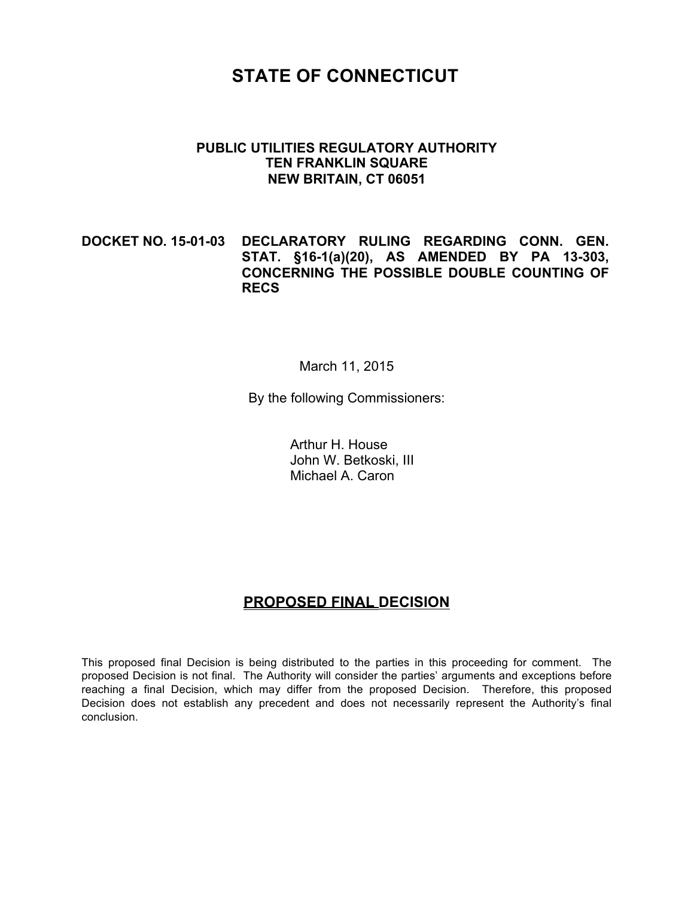# STATE OF CONNECTICUT

**PUBLIC UTILITIES REGULATORY AUTHORITY**
**TEN FRANKLIN SQUARE**
**NEW BRITAIN, CT 06051**

**DOCKET NO. 15-01-03 DECLARATORY RULING REGARDING CONN. GEN. STAT. §16-1(a)(20), AS AMENDED BY PA 13-303, CONCERNING THE POSSIBLE DOUBLE COUNTING OF RECS**

March 11, 2015

By the following Commissioners:

Arthur H. House
John W. Betkoski, III
Michael A. Caron

## PROPOSED FINAL DECISION

This proposed final Decision is being distributed to the parties in this proceeding for comment. The proposed Decision is not final. The Authority will consider the parties' arguments and exceptions before reaching a final Decision, which may differ from the proposed Decision. Therefore, this proposed Decision does not establish any precedent and does not necessarily represent the Authority's final conclusion.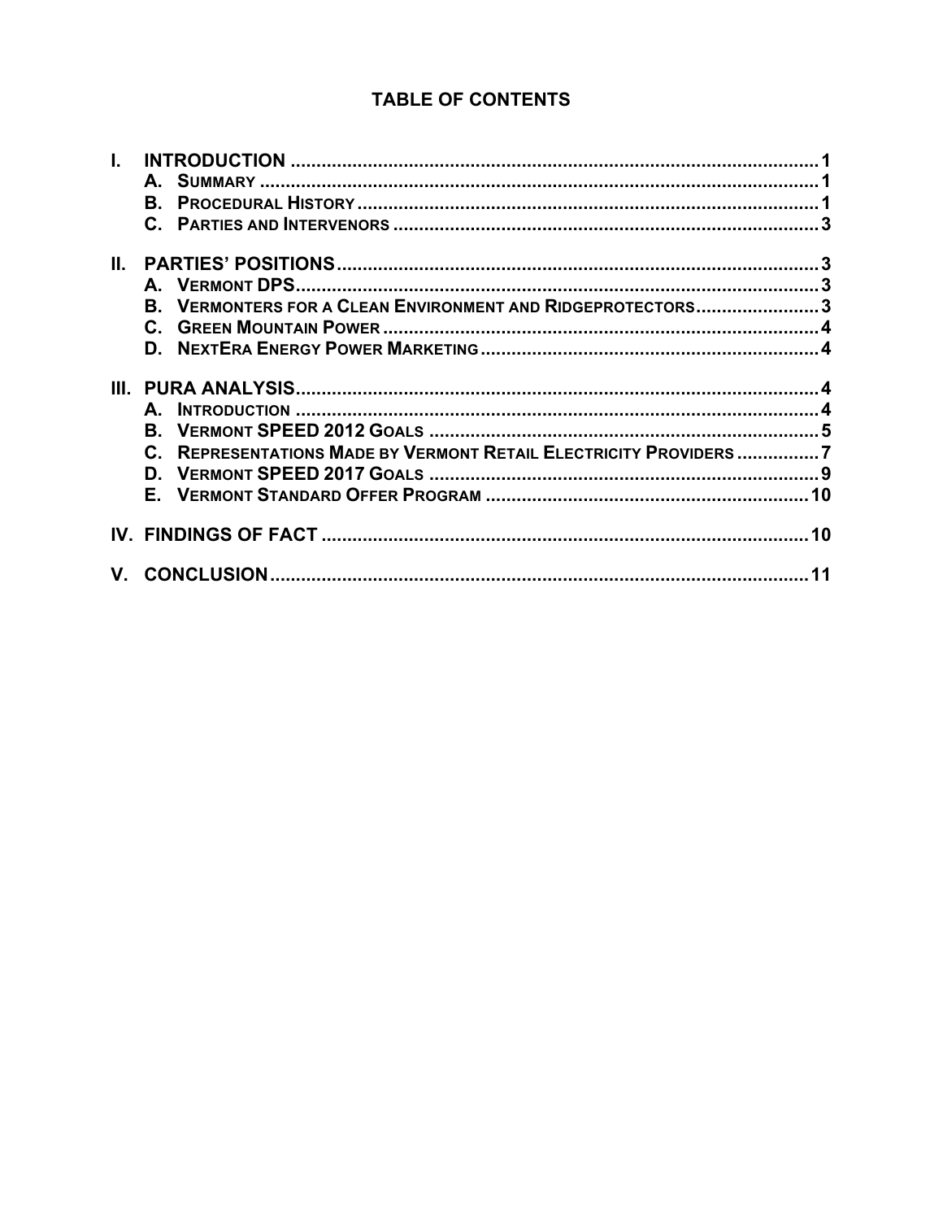# TABLE OF CONTENTS

- I. INTRODUCTION ..... 1
  - A. Summary ..... 1
  - B. Procedural History ..... 1
  - C. Parties and Intervenors ..... 3
- II. PARTIES' POSITIONS ..... 3
  - A. Vermont DPS ..... 3
  - B. Vermonters for a Clean Environment and Ridgeprotectors ..... 3
  - C. Green Mountain Power ..... 4
  - D. NextEra Energy Power Marketing ..... 4
- III. PURA ANALYSIS ..... 4
  - A. Introduction ..... 4
  - B. Vermont SPEED 2012 Goals ..... 5
  - C. Representations Made by Vermont Retail Electricity Providers ..... 7
  - D. Vermont SPEED 2017 Goals ..... 9
  - E. Vermont Standard Offer Program ..... 10
- IV. FINDINGS OF FACT ..... 10
- V. CONCLUSION ..... 11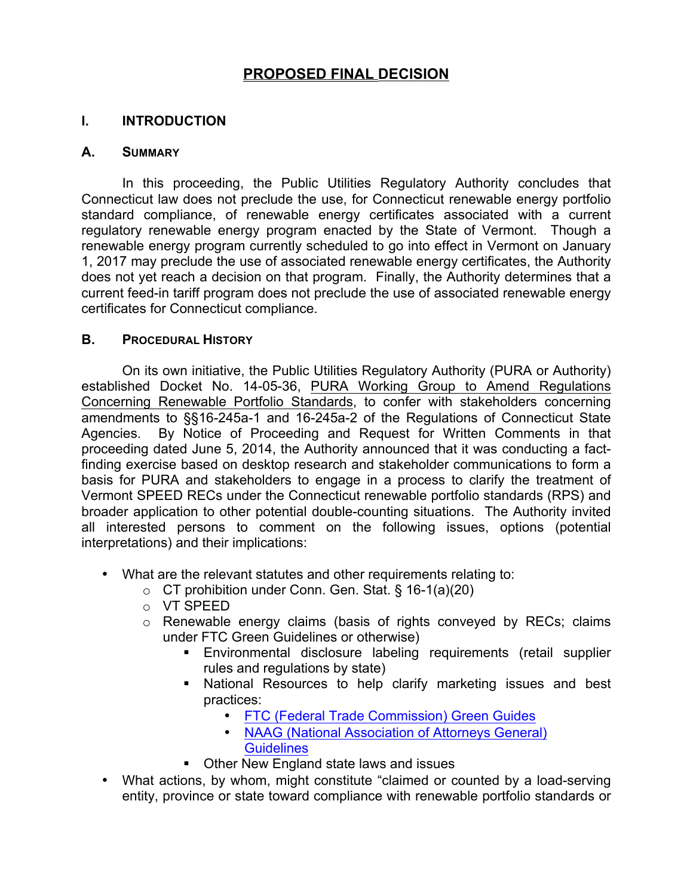# PROPOSED FINAL DECISION

## I. INTRODUCTION

### A. Summary

In this proceeding, the Public Utilities Regulatory Authority concludes that Connecticut law does not preclude the use, for Connecticut renewable energy portfolio standard compliance, of renewable energy certificates associated with a current regulatory renewable energy program enacted by the State of Vermont. Though a renewable energy program currently scheduled to go into effect in Vermont on January 1, 2017 may preclude the use of associated renewable energy certificates, the Authority does not yet reach a decision on that program. Finally, the Authority determines that a current feed-in tariff program does not preclude the use of associated renewable energy certificates for Connecticut compliance.

### B. Procedural History

On its own initiative, the Public Utilities Regulatory Authority (PURA or Authority) established Docket No. 14-05-36, PURA Working Group to Amend Regulations Concerning Renewable Portfolio Standards, to confer with stakeholders concerning amendments to §§16-245a-1 and 16-245a-2 of the Regulations of Connecticut State Agencies. By Notice of Proceeding and Request for Written Comments in that proceeding dated June 5, 2014, the Authority announced that it was conducting a fact-finding exercise based on desktop research and stakeholder communications to form a basis for PURA and stakeholders to engage in a process to clarify the treatment of Vermont SPEED RECs under the Connecticut renewable portfolio standards (RPS) and broader application to other potential double-counting situations. The Authority invited all interested persons to comment on the following issues, options (potential interpretations) and their implications:

- What are the relevant statutes and other requirements relating to:
  - CT prohibition under Conn. Gen. Stat. § 16-1(a)(20)
  - VT SPEED
  - Renewable energy claims (basis of rights conveyed by RECs; claims under FTC Green Guidelines or otherwise)
    - Environmental disclosure labeling requirements (retail supplier rules and regulations by state)
    - National Resources to help clarify marketing issues and best practices:
      - FTC (Federal Trade Commission) Green Guides
      - NAAG (National Association of Attorneys General) Guidelines
    - Other New England state laws and issues
- What actions, by whom, might constitute "claimed or counted by a load-serving entity, province or state toward compliance with renewable portfolio standards or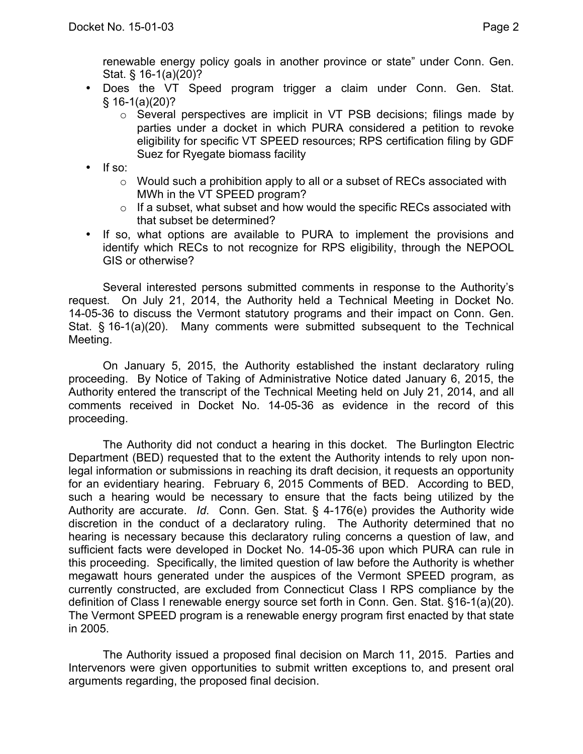renewable energy policy goals in another province or state" under Conn. Gen. Stat. § 16-1(a)(20)?

- Does the VT Speed program trigger a claim under Conn. Gen. Stat. § 16-1(a)(20)?
  - Several perspectives are implicit in VT PSB decisions; filings made by parties under a docket in which PURA considered a petition to revoke eligibility for specific VT SPEED resources; RPS certification filing by GDF Suez for Ryegate biomass facility
- If so:
  - Would such a prohibition apply to all or a subset of RECs associated with MWh in the VT SPEED program?
  - If a subset, what subset and how would the specific RECs associated with that subset be determined?
- If so, what options are available to PURA to implement the provisions and identify which RECs to not recognize for RPS eligibility, through the NEPOOL GIS or otherwise?

Several interested persons submitted comments in response to the Authority's request. On July 21, 2014, the Authority held a Technical Meeting in Docket No. 14-05-36 to discuss the Vermont statutory programs and their impact on Conn. Gen. Stat. § 16-1(a)(20). Many comments were submitted subsequent to the Technical Meeting.

On January 5, 2015, the Authority established the instant declaratory ruling proceeding. By Notice of Taking of Administrative Notice dated January 6, 2015, the Authority entered the transcript of the Technical Meeting held on July 21, 2014, and all comments received in Docket No. 14-05-36 as evidence in the record of this proceeding.

The Authority did not conduct a hearing in this docket. The Burlington Electric Department (BED) requested that to the extent the Authority intends to rely upon non-legal information or submissions in reaching its draft decision, it requests an opportunity for an evidentiary hearing. February 6, 2015 Comments of BED. According to BED, such a hearing would be necessary to ensure that the facts being utilized by the Authority are accurate. *Id*. Conn. Gen. Stat. § 4-176(e) provides the Authority wide discretion in the conduct of a declaratory ruling. The Authority determined that no hearing is necessary because this declaratory ruling concerns a question of law, and sufficient facts were developed in Docket No. 14-05-36 upon which PURA can rule in this proceeding. Specifically, the limited question of law before the Authority is whether megawatt hours generated under the auspices of the Vermont SPEED program, as currently constructed, are excluded from Connecticut Class I RPS compliance by the definition of Class I renewable energy source set forth in Conn. Gen. Stat. §16-1(a)(20). The Vermont SPEED program is a renewable energy program first enacted by that state in 2005.

The Authority issued a proposed final decision on March 11, 2015. Parties and Intervenors were given opportunities to submit written exceptions to, and present oral arguments regarding, the proposed final decision.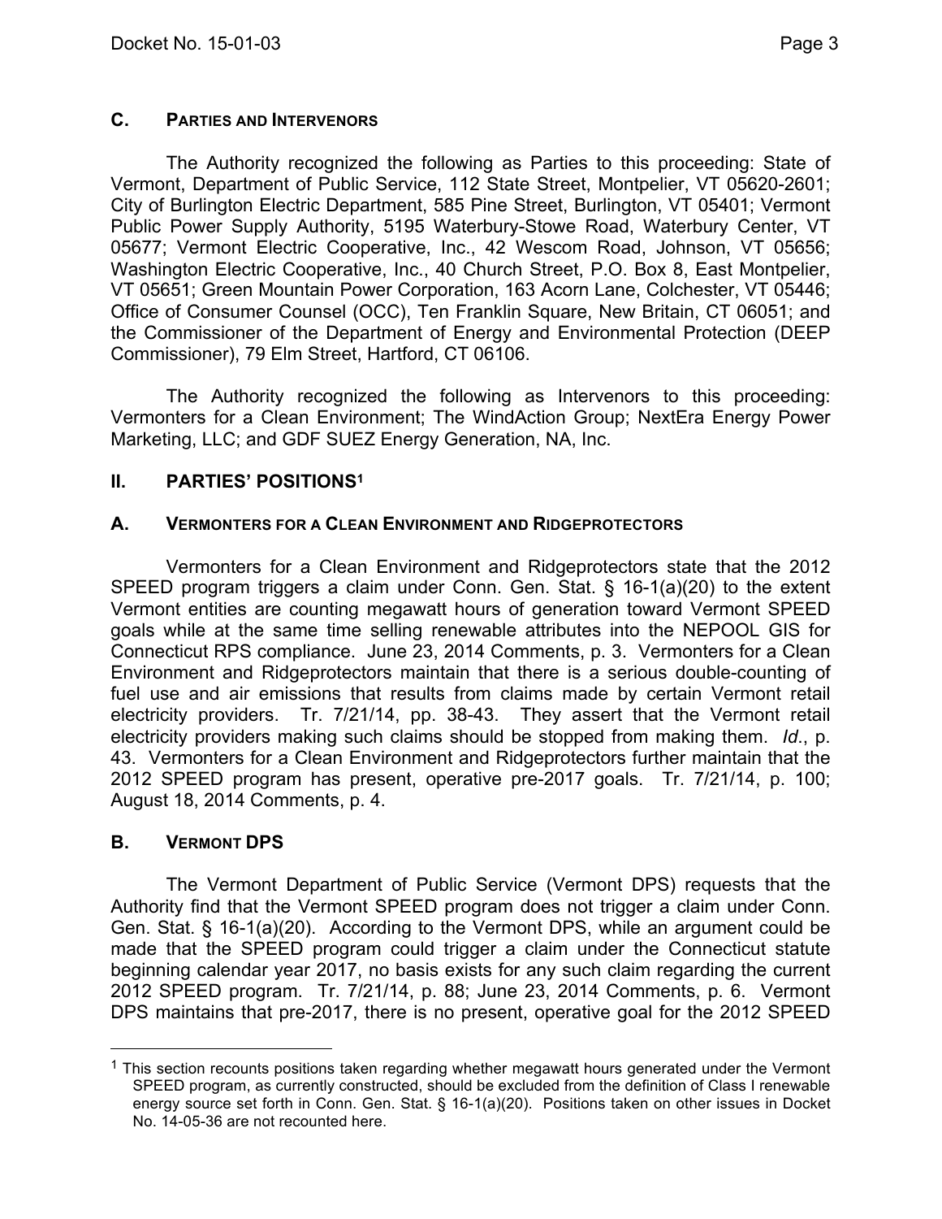### C. PARTIES AND INTERVENORS

The Authority recognized the following as Parties to this proceeding: State of Vermont, Department of Public Service, 112 State Street, Montpelier, VT 05620-2601; City of Burlington Electric Department, 585 Pine Street, Burlington, VT 05401; Vermont Public Power Supply Authority, 5195 Waterbury-Stowe Road, Waterbury Center, VT 05677; Vermont Electric Cooperative, Inc., 42 Wescom Road, Johnson, VT 05656; Washington Electric Cooperative, Inc., 40 Church Street, P.O. Box 8, East Montpelier, VT 05651; Green Mountain Power Corporation, 163 Acorn Lane, Colchester, VT 05446; Office of Consumer Counsel (OCC), Ten Franklin Square, New Britain, CT 06051; and the Commissioner of the Department of Energy and Environmental Protection (DEEP Commissioner), 79 Elm Street, Hartford, CT 06106.

The Authority recognized the following as Intervenors to this proceeding: Vermonters for a Clean Environment; The WindAction Group; NextEra Energy Power Marketing, LLC; and GDF SUEZ Energy Generation, NA, Inc.

## II. PARTIES' POSITIONS[1]

### A. VERMONTERS FOR A CLEAN ENVIRONMENT AND RIDGEPROTECTORS

Vermonters for a Clean Environment and Ridgeprotectors state that the 2012 SPEED program triggers a claim under Conn. Gen. Stat. § 16-1(a)(20) to the extent Vermont entities are counting megawatt hours of generation toward Vermont SPEED goals while at the same time selling renewable attributes into the NEPOOL GIS for Connecticut RPS compliance. June 23, 2014 Comments, p. 3. Vermonters for a Clean Environment and Ridgeprotectors maintain that there is a serious double-counting of fuel use and air emissions that results from claims made by certain Vermont retail electricity providers. Tr. 7/21/14, pp. 38-43. They assert that the Vermont retail electricity providers making such claims should be stopped from making them. *Id*., p. 43. Vermonters for a Clean Environment and Ridgeprotectors further maintain that the 2012 SPEED program has present, operative pre-2017 goals. Tr. 7/21/14, p. 100; August 18, 2014 Comments, p. 4.

### B. VERMONT DPS

The Vermont Department of Public Service (Vermont DPS) requests that the Authority find that the Vermont SPEED program does not trigger a claim under Conn. Gen. Stat. § 16-1(a)(20). According to the Vermont DPS, while an argument could be made that the SPEED program could trigger a claim under the Connecticut statute beginning calendar year 2017, no basis exists for any such claim regarding the current 2012 SPEED program. Tr. 7/21/14, p. 88; June 23, 2014 Comments, p. 6. Vermont DPS maintains that pre-2017, there is no present, operative goal for the 2012 SPEED

[1] This section recounts positions taken regarding whether megawatt hours generated under the Vermont SPEED program, as currently constructed, should be excluded from the definition of Class I renewable energy source set forth in Conn. Gen. Stat. § 16-1(a)(20). Positions taken on other issues in Docket No. 14-05-36 are not recounted here.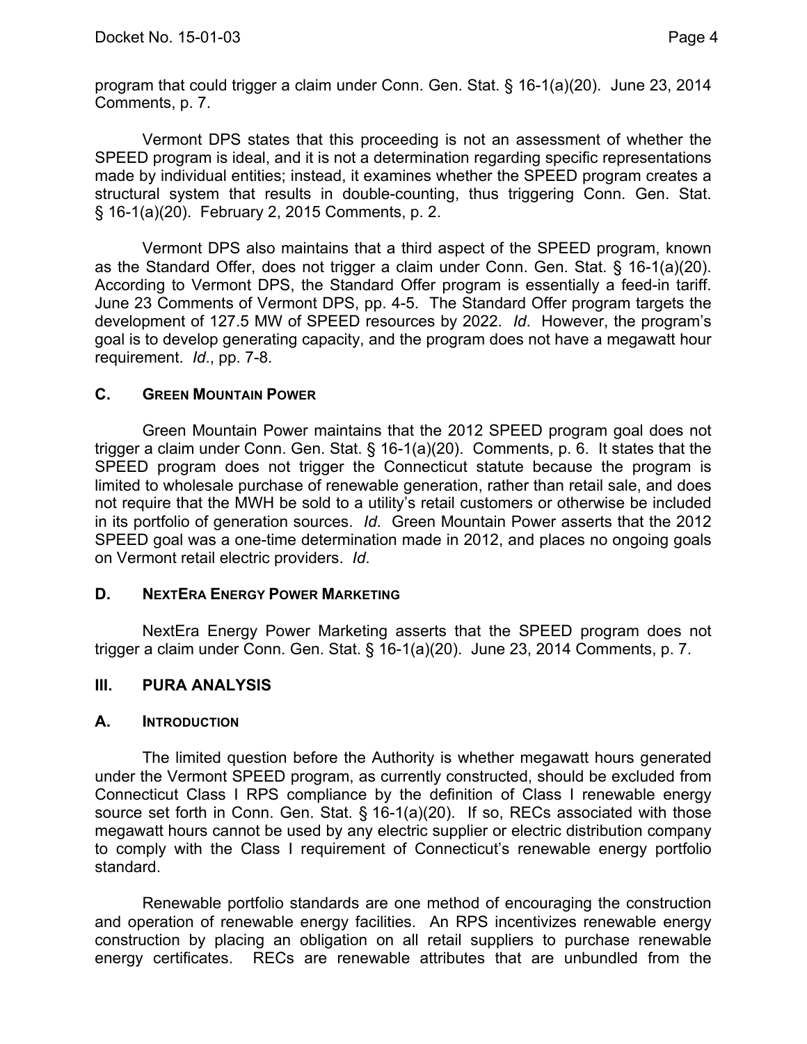program that could trigger a claim under Conn. Gen. Stat. § 16-1(a)(20). June 23, 2014 Comments, p. 7.

Vermont DPS states that this proceeding is not an assessment of whether the SPEED program is ideal, and it is not a determination regarding specific representations made by individual entities; instead, it examines whether the SPEED program creates a structural system that results in double-counting, thus triggering Conn. Gen. Stat. § 16-1(a)(20). February 2, 2015 Comments, p. 2.

Vermont DPS also maintains that a third aspect of the SPEED program, known as the Standard Offer, does not trigger a claim under Conn. Gen. Stat. § 16-1(a)(20). According to Vermont DPS, the Standard Offer program is essentially a feed-in tariff. June 23 Comments of Vermont DPS, pp. 4-5. The Standard Offer program targets the development of 127.5 MW of SPEED resources by 2022. *Id*. However, the program's goal is to develop generating capacity, and the program does not have a megawatt hour requirement. *Id*., pp. 7-8.

### C. GREEN MOUNTAIN POWER

Green Mountain Power maintains that the 2012 SPEED program goal does not trigger a claim under Conn. Gen. Stat. § 16-1(a)(20). Comments, p. 6. It states that the SPEED program does not trigger the Connecticut statute because the program is limited to wholesale purchase of renewable generation, rather than retail sale, and does not require that the MWH be sold to a utility's retail customers or otherwise be included in its portfolio of generation sources. *Id*. Green Mountain Power asserts that the 2012 SPEED goal was a one-time determination made in 2012, and places no ongoing goals on Vermont retail electric providers. *Id*.

### D. NEXTERA ENERGY POWER MARKETING

NextEra Energy Power Marketing asserts that the SPEED program does not trigger a claim under Conn. Gen. Stat. § 16-1(a)(20). June 23, 2014 Comments, p. 7.

## III. PURA ANALYSIS

### A. INTRODUCTION

The limited question before the Authority is whether megawatt hours generated under the Vermont SPEED program, as currently constructed, should be excluded from Connecticut Class I RPS compliance by the definition of Class I renewable energy source set forth in Conn. Gen. Stat. § 16-1(a)(20). If so, RECs associated with those megawatt hours cannot be used by any electric supplier or electric distribution company to comply with the Class I requirement of Connecticut's renewable energy portfolio standard.

Renewable portfolio standards are one method of encouraging the construction and operation of renewable energy facilities. An RPS incentivizes renewable energy construction by placing an obligation on all retail suppliers to purchase renewable energy certificates. RECs are renewable attributes that are unbundled from the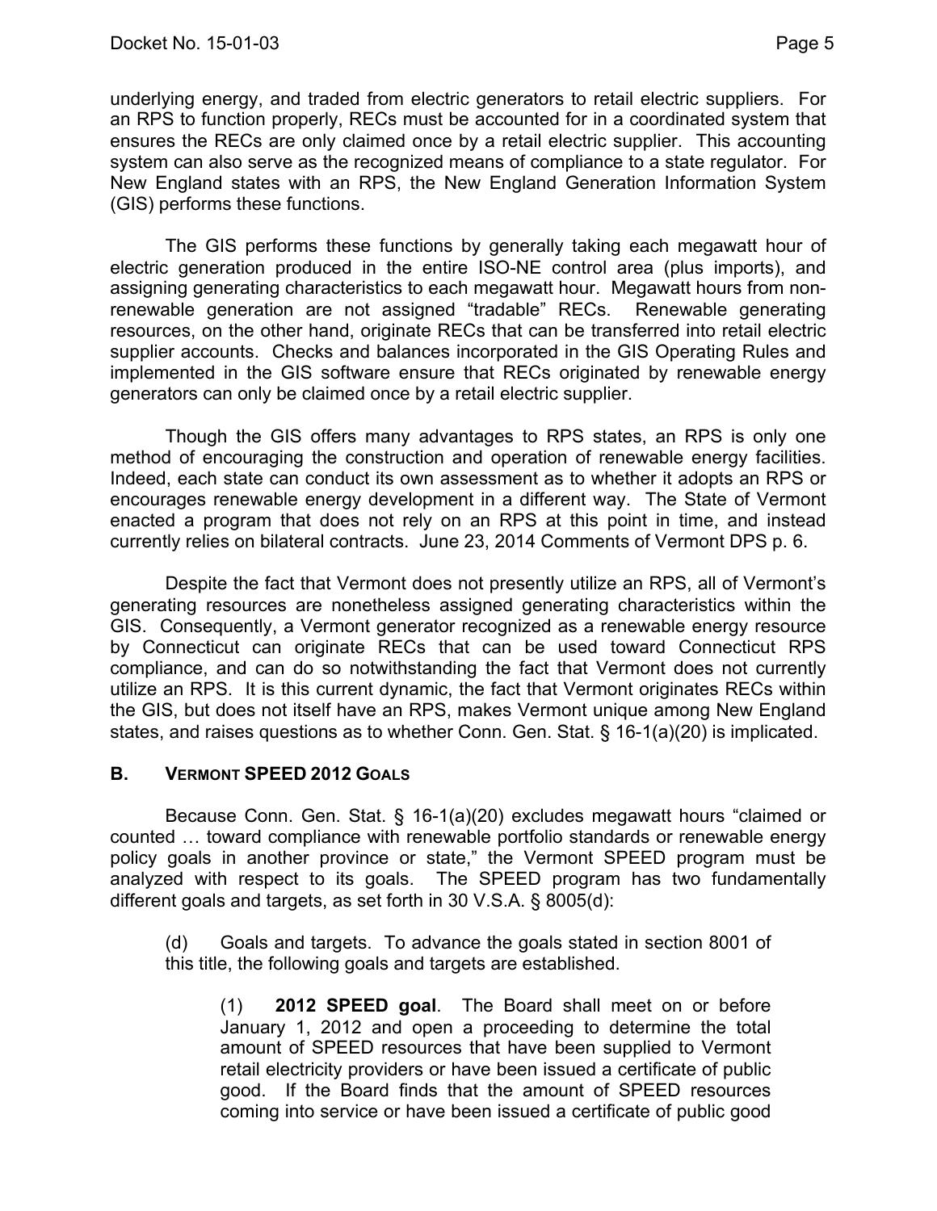underlying energy, and traded from electric generators to retail electric suppliers. For an RPS to function properly, RECs must be accounted for in a coordinated system that ensures the RECs are only claimed once by a retail electric supplier. This accounting system can also serve as the recognized means of compliance to a state regulator. For New England states with an RPS, the New England Generation Information System (GIS) performs these functions.

The GIS performs these functions by generally taking each megawatt hour of electric generation produced in the entire ISO-NE control area (plus imports), and assigning generating characteristics to each megawatt hour. Megawatt hours from non-renewable generation are not assigned "tradable" RECs. Renewable generating resources, on the other hand, originate RECs that can be transferred into retail electric supplier accounts. Checks and balances incorporated in the GIS Operating Rules and implemented in the GIS software ensure that RECs originated by renewable energy generators can only be claimed once by a retail electric supplier.

Though the GIS offers many advantages to RPS states, an RPS is only one method of encouraging the construction and operation of renewable energy facilities. Indeed, each state can conduct its own assessment as to whether it adopts an RPS or encourages renewable energy development in a different way. The State of Vermont enacted a program that does not rely on an RPS at this point in time, and instead currently relies on bilateral contracts. June 23, 2014 Comments of Vermont DPS p. 6.

Despite the fact that Vermont does not presently utilize an RPS, all of Vermont's generating resources are nonetheless assigned generating characteristics within the GIS. Consequently, a Vermont generator recognized as a renewable energy resource by Connecticut can originate RECs that can be used toward Connecticut RPS compliance, and can do so notwithstanding the fact that Vermont does not currently utilize an RPS. It is this current dynamic, the fact that Vermont originates RECs within the GIS, but does not itself have an RPS, makes Vermont unique among New England states, and raises questions as to whether Conn. Gen. Stat. § 16-1(a)(20) is implicated.

## B. Vermont SPEED 2012 Goals

Because Conn. Gen. Stat. § 16-1(a)(20) excludes megawatt hours "claimed or counted … toward compliance with renewable portfolio standards or renewable energy policy goals in another province or state," the Vermont SPEED program must be analyzed with respect to its goals. The SPEED program has two fundamentally different goals and targets, as set forth in 30 V.S.A. § 8005(d):

> (d) Goals and targets. To advance the goals stated in section 8001 of this title, the following goals and targets are established.
>
> > (1) **2012 SPEED goal**. The Board shall meet on or before January 1, 2012 and open a proceeding to determine the total amount of SPEED resources that have been supplied to Vermont retail electricity providers or have been issued a certificate of public good. If the Board finds that the amount of SPEED resources coming into service or have been issued a certificate of public good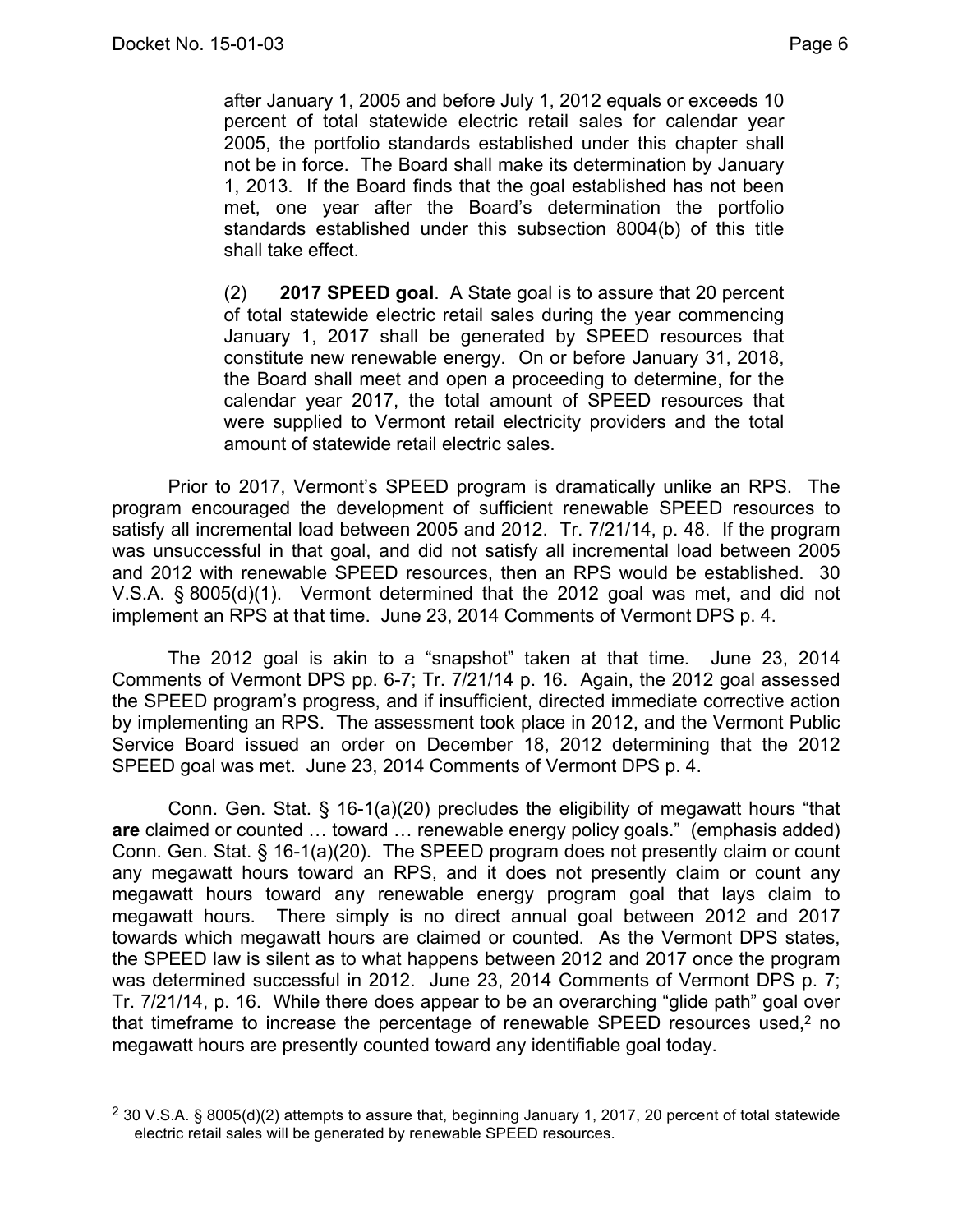> after January 1, 2005 and before July 1, 2012 equals or exceeds 10 percent of total statewide electric retail sales for calendar year 2005, the portfolio standards established under this chapter shall not be in force. The Board shall make its determination by January 1, 2013. If the Board finds that the goal established has not been met, one year after the Board's determination the portfolio standards established under this subsection 8004(b) of this title shall take effect.
>
> (2) **2017 SPEED goal**. A State goal is to assure that 20 percent of total statewide electric retail sales during the year commencing January 1, 2017 shall be generated by SPEED resources that constitute new renewable energy. On or before January 31, 2018, the Board shall meet and open a proceeding to determine, for the calendar year 2017, the total amount of SPEED resources that were supplied to Vermont retail electricity providers and the total amount of statewide retail electric sales.

Prior to 2017, Vermont's SPEED program is dramatically unlike an RPS. The program encouraged the development of sufficient renewable SPEED resources to satisfy all incremental load between 2005 and 2012. Tr. 7/21/14, p. 48. If the program was unsuccessful in that goal, and did not satisfy all incremental load between 2005 and 2012 with renewable SPEED resources, then an RPS would be established. 30 V.S.A. § 8005(d)(1). Vermont determined that the 2012 goal was met, and did not implement an RPS at that time. June 23, 2014 Comments of Vermont DPS p. 4.

The 2012 goal is akin to a "snapshot" taken at that time. June 23, 2014 Comments of Vermont DPS pp. 6-7; Tr. 7/21/14 p. 16. Again, the 2012 goal assessed the SPEED program's progress, and if insufficient, directed immediate corrective action by implementing an RPS. The assessment took place in 2012, and the Vermont Public Service Board issued an order on December 18, 2012 determining that the 2012 SPEED goal was met. June 23, 2014 Comments of Vermont DPS p. 4.

Conn. Gen. Stat. § 16-1(a)(20) precludes the eligibility of megawatt hours "that **are** claimed or counted … toward … renewable energy policy goals." (emphasis added) Conn. Gen. Stat. § 16-1(a)(20). The SPEED program does not presently claim or count any megawatt hours toward an RPS, and it does not presently claim or count any megawatt hours toward any renewable energy program goal that lays claim to megawatt hours. There simply is no direct annual goal between 2012 and 2017 towards which megawatt hours are claimed or counted. As the Vermont DPS states, the SPEED law is silent as to what happens between 2012 and 2017 once the program was determined successful in 2012. June 23, 2014 Comments of Vermont DPS p. 7; Tr. 7/21/14, p. 16. While there does appear to be an overarching "glide path" goal over that timeframe to increase the percentage of renewable SPEED resources used,[2] no megawatt hours are presently counted toward any identifiable goal today.

---

[2] 30 V.S.A. § 8005(d)(2) attempts to assure that, beginning January 1, 2017, 20 percent of total statewide electric retail sales will be generated by renewable SPEED resources.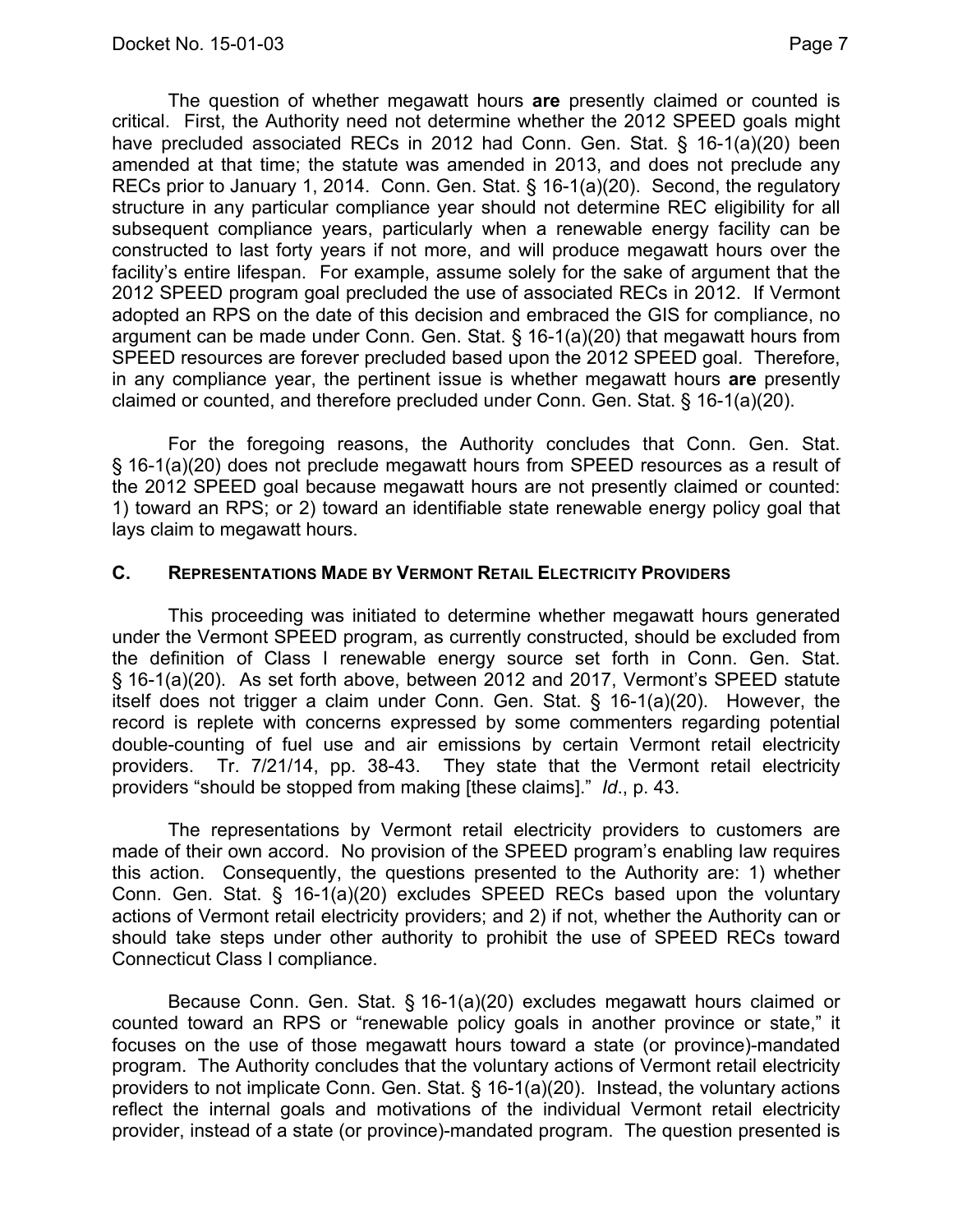The question of whether megawatt hours **are** presently claimed or counted is critical. First, the Authority need not determine whether the 2012 SPEED goals might have precluded associated RECs in 2012 had Conn. Gen. Stat. § 16-1(a)(20) been amended at that time; the statute was amended in 2013, and does not preclude any RECs prior to January 1, 2014. Conn. Gen. Stat. § 16-1(a)(20). Second, the regulatory structure in any particular compliance year should not determine REC eligibility for all subsequent compliance years, particularly when a renewable energy facility can be constructed to last forty years if not more, and will produce megawatt hours over the facility's entire lifespan. For example, assume solely for the sake of argument that the 2012 SPEED program goal precluded the use of associated RECs in 2012. If Vermont adopted an RPS on the date of this decision and embraced the GIS for compliance, no argument can be made under Conn. Gen. Stat. § 16-1(a)(20) that megawatt hours from SPEED resources are forever precluded based upon the 2012 SPEED goal. Therefore, in any compliance year, the pertinent issue is whether megawatt hours **are** presently claimed or counted, and therefore precluded under Conn. Gen. Stat. § 16-1(a)(20).

For the foregoing reasons, the Authority concludes that Conn. Gen. Stat. § 16-1(a)(20) does not preclude megawatt hours from SPEED resources as a result of the 2012 SPEED goal because megawatt hours are not presently claimed or counted: 1) toward an RPS; or 2) toward an identifiable state renewable energy policy goal that lays claim to megawatt hours.

## C. Representations Made by Vermont Retail Electricity Providers

This proceeding was initiated to determine whether megawatt hours generated under the Vermont SPEED program, as currently constructed, should be excluded from the definition of Class I renewable energy source set forth in Conn. Gen. Stat. § 16-1(a)(20). As set forth above, between 2012 and 2017, Vermont's SPEED statute itself does not trigger a claim under Conn. Gen. Stat. § 16-1(a)(20). However, the record is replete with concerns expressed by some commenters regarding potential double-counting of fuel use and air emissions by certain Vermont retail electricity providers. Tr. 7/21/14, pp. 38-43. They state that the Vermont retail electricity providers "should be stopped from making [these claims]." *Id*., p. 43.

The representations by Vermont retail electricity providers to customers are made of their own accord. No provision of the SPEED program's enabling law requires this action. Consequently, the questions presented to the Authority are: 1) whether Conn. Gen. Stat. § 16-1(a)(20) excludes SPEED RECs based upon the voluntary actions of Vermont retail electricity providers; and 2) if not, whether the Authority can or should take steps under other authority to prohibit the use of SPEED RECs toward Connecticut Class I compliance.

Because Conn. Gen. Stat. § 16-1(a)(20) excludes megawatt hours claimed or counted toward an RPS or "renewable policy goals in another province or state," it focuses on the use of those megawatt hours toward a state (or province)-mandated program. The Authority concludes that the voluntary actions of Vermont retail electricity providers to not implicate Conn. Gen. Stat. § 16-1(a)(20). Instead, the voluntary actions reflect the internal goals and motivations of the individual Vermont retail electricity provider, instead of a state (or province)-mandated program. The question presented is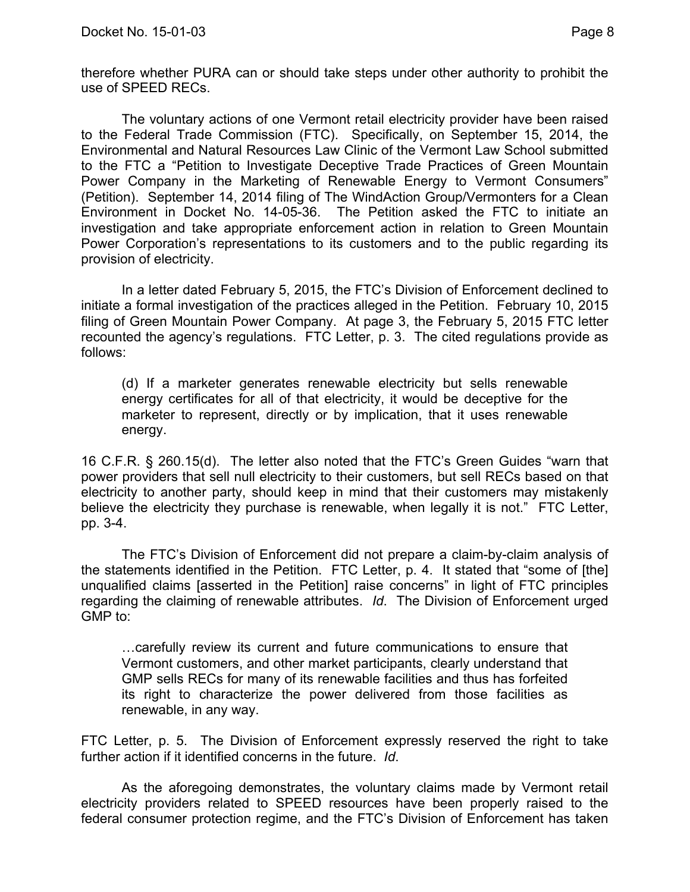therefore whether PURA can or should take steps under other authority to prohibit the use of SPEED RECs.

The voluntary actions of one Vermont retail electricity provider have been raised to the Federal Trade Commission (FTC). Specifically, on September 15, 2014, the Environmental and Natural Resources Law Clinic of the Vermont Law School submitted to the FTC a "Petition to Investigate Deceptive Trade Practices of Green Mountain Power Company in the Marketing of Renewable Energy to Vermont Consumers" (Petition). September 14, 2014 filing of The WindAction Group/Vermonters for a Clean Environment in Docket No. 14-05-36. The Petition asked the FTC to initiate an investigation and take appropriate enforcement action in relation to Green Mountain Power Corporation's representations to its customers and to the public regarding its provision of electricity.

In a letter dated February 5, 2015, the FTC's Division of Enforcement declined to initiate a formal investigation of the practices alleged in the Petition. February 10, 2015 filing of Green Mountain Power Company. At page 3, the February 5, 2015 FTC letter recounted the agency's regulations. FTC Letter, p. 3. The cited regulations provide as follows:

> (d) If a marketer generates renewable electricity but sells renewable energy certificates for all of that electricity, it would be deceptive for the marketer to represent, directly or by implication, that it uses renewable energy.

16 C.F.R. § 260.15(d). The letter also noted that the FTC's Green Guides "warn that power providers that sell null electricity to their customers, but sell RECs based on that electricity to another party, should keep in mind that their customers may mistakenly believe the electricity they purchase is renewable, when legally it is not." FTC Letter, pp. 3-4.

The FTC's Division of Enforcement did not prepare a claim-by-claim analysis of the statements identified in the Petition. FTC Letter, p. 4. It stated that "some of [the] unqualified claims [asserted in the Petition] raise concerns" in light of FTC principles regarding the claiming of renewable attributes. *Id*. The Division of Enforcement urged GMP to:

> …carefully review its current and future communications to ensure that Vermont customers, and other market participants, clearly understand that GMP sells RECs for many of its renewable facilities and thus has forfeited its right to characterize the power delivered from those facilities as renewable, in any way.

FTC Letter, p. 5. The Division of Enforcement expressly reserved the right to take further action if it identified concerns in the future. *Id*.

As the aforegoing demonstrates, the voluntary claims made by Vermont retail electricity providers related to SPEED resources have been properly raised to the federal consumer protection regime, and the FTC's Division of Enforcement has taken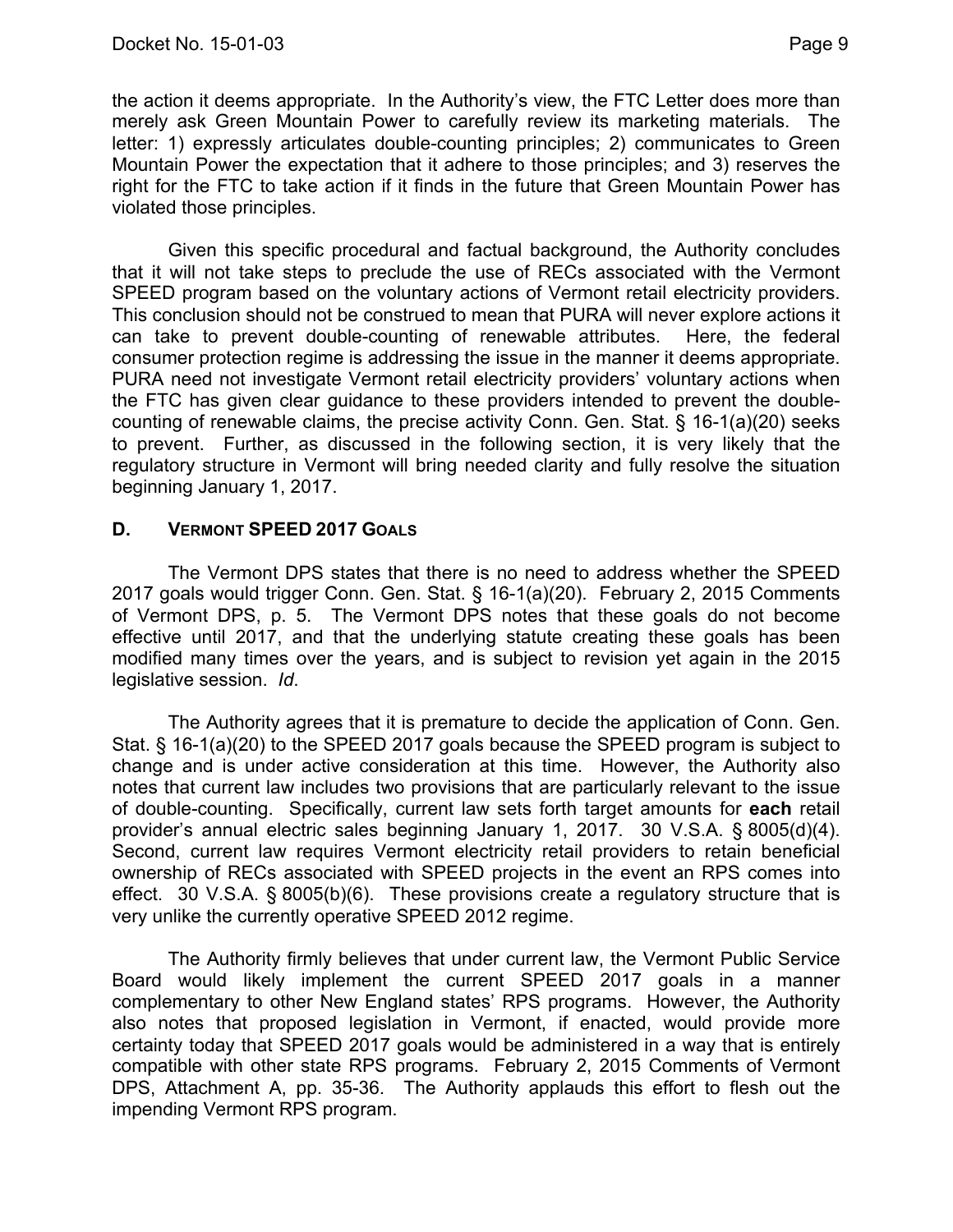the action it deems appropriate. In the Authority's view, the FTC Letter does more than merely ask Green Mountain Power to carefully review its marketing materials. The letter: 1) expressly articulates double-counting principles; 2) communicates to Green Mountain Power the expectation that it adhere to those principles; and 3) reserves the right for the FTC to take action if it finds in the future that Green Mountain Power has violated those principles.

Given this specific procedural and factual background, the Authority concludes that it will not take steps to preclude the use of RECs associated with the Vermont SPEED program based on the voluntary actions of Vermont retail electricity providers. This conclusion should not be construed to mean that PURA will never explore actions it can take to prevent double-counting of renewable attributes. Here, the federal consumer protection regime is addressing the issue in the manner it deems appropriate. PURA need not investigate Vermont retail electricity providers' voluntary actions when the FTC has given clear guidance to these providers intended to prevent the double-counting of renewable claims, the precise activity Conn. Gen. Stat. § 16-1(a)(20) seeks to prevent. Further, as discussed in the following section, it is very likely that the regulatory structure in Vermont will bring needed clarity and fully resolve the situation beginning January 1, 2017.

### D. Vermont SPEED 2017 Goals

The Vermont DPS states that there is no need to address whether the SPEED 2017 goals would trigger Conn. Gen. Stat. § 16-1(a)(20). February 2, 2015 Comments of Vermont DPS, p. 5. The Vermont DPS notes that these goals do not become effective until 2017, and that the underlying statute creating these goals has been modified many times over the years, and is subject to revision yet again in the 2015 legislative session. *Id*.

The Authority agrees that it is premature to decide the application of Conn. Gen. Stat. § 16-1(a)(20) to the SPEED 2017 goals because the SPEED program is subject to change and is under active consideration at this time. However, the Authority also notes that current law includes two provisions that are particularly relevant to the issue of double-counting. Specifically, current law sets forth target amounts for **each** retail provider's annual electric sales beginning January 1, 2017. 30 V.S.A. § 8005(d)(4). Second, current law requires Vermont electricity retail providers to retain beneficial ownership of RECs associated with SPEED projects in the event an RPS comes into effect. 30 V.S.A. § 8005(b)(6). These provisions create a regulatory structure that is very unlike the currently operative SPEED 2012 regime.

The Authority firmly believes that under current law, the Vermont Public Service Board would likely implement the current SPEED 2017 goals in a manner complementary to other New England states' RPS programs. However, the Authority also notes that proposed legislation in Vermont, if enacted, would provide more certainty today that SPEED 2017 goals would be administered in a way that is entirely compatible with other state RPS programs. February 2, 2015 Comments of Vermont DPS, Attachment A, pp. 35-36. The Authority applauds this effort to flesh out the impending Vermont RPS program.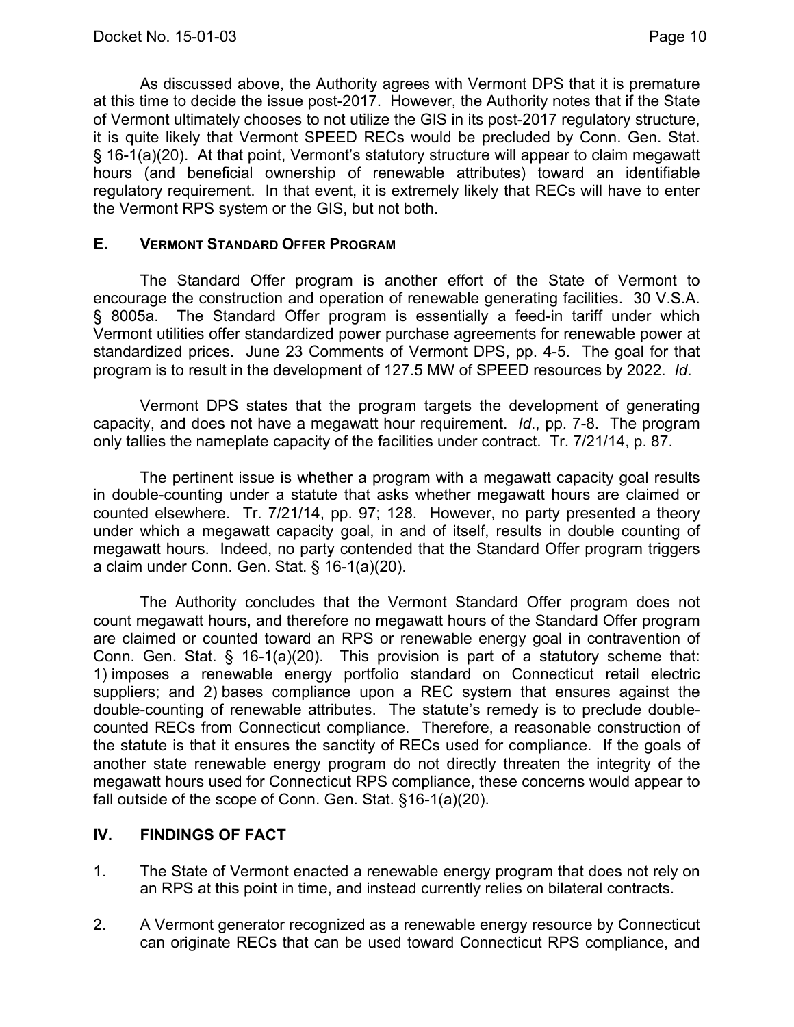As discussed above, the Authority agrees with Vermont DPS that it is premature at this time to decide the issue post-2017. However, the Authority notes that if the State of Vermont ultimately chooses to not utilize the GIS in its post-2017 regulatory structure, it is quite likely that Vermont SPEED RECs would be precluded by Conn. Gen. Stat. § 16-1(a)(20). At that point, Vermont's statutory structure will appear to claim megawatt hours (and beneficial ownership of renewable attributes) toward an identifiable regulatory requirement. In that event, it is extremely likely that RECs will have to enter the Vermont RPS system or the GIS, but not both.

### E. Vermont Standard Offer Program

The Standard Offer program is another effort of the State of Vermont to encourage the construction and operation of renewable generating facilities. 30 V.S.A. § 8005a. The Standard Offer program is essentially a feed-in tariff under which Vermont utilities offer standardized power purchase agreements for renewable power at standardized prices. June 23 Comments of Vermont DPS, pp. 4-5. The goal for that program is to result in the development of 127.5 MW of SPEED resources by 2022. *Id*.

Vermont DPS states that the program targets the development of generating capacity, and does not have a megawatt hour requirement. *Id*., pp. 7-8. The program only tallies the nameplate capacity of the facilities under contract. Tr. 7/21/14, p. 87.

The pertinent issue is whether a program with a megawatt capacity goal results in double-counting under a statute that asks whether megawatt hours are claimed or counted elsewhere. Tr. 7/21/14, pp. 97; 128. However, no party presented a theory under which a megawatt capacity goal, in and of itself, results in double counting of megawatt hours. Indeed, no party contended that the Standard Offer program triggers a claim under Conn. Gen. Stat. § 16-1(a)(20).

The Authority concludes that the Vermont Standard Offer program does not count megawatt hours, and therefore no megawatt hours of the Standard Offer program are claimed or counted toward an RPS or renewable energy goal in contravention of Conn. Gen. Stat. § 16-1(a)(20). This provision is part of a statutory scheme that: 1) imposes a renewable energy portfolio standard on Connecticut retail electric suppliers; and 2) bases compliance upon a REC system that ensures against the double-counting of renewable attributes. The statute's remedy is to preclude double-counted RECs from Connecticut compliance. Therefore, a reasonable construction of the statute is that it ensures the sanctity of RECs used for compliance. If the goals of another state renewable energy program do not directly threaten the integrity of the megawatt hours used for Connecticut RPS compliance, these concerns would appear to fall outside of the scope of Conn. Gen. Stat. §16-1(a)(20).

## IV. FINDINGS OF FACT

1. The State of Vermont enacted a renewable energy program that does not rely on an RPS at this point in time, and instead currently relies on bilateral contracts.

2. A Vermont generator recognized as a renewable energy resource by Connecticut can originate RECs that can be used toward Connecticut RPS compliance, and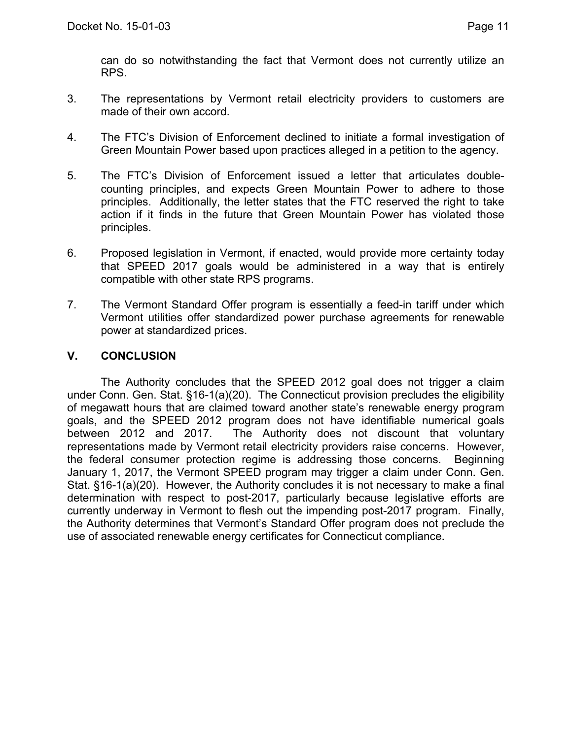can do so notwithstanding the fact that Vermont does not currently utilize an RPS.

3. The representations by Vermont retail electricity providers to customers are made of their own accord.

4. The FTC's Division of Enforcement declined to initiate a formal investigation of Green Mountain Power based upon practices alleged in a petition to the agency.

5. The FTC's Division of Enforcement issued a letter that articulates double-counting principles, and expects Green Mountain Power to adhere to those principles. Additionally, the letter states that the FTC reserved the right to take action if it finds in the future that Green Mountain Power has violated those principles.

6. Proposed legislation in Vermont, if enacted, would provide more certainty today that SPEED 2017 goals would be administered in a way that is entirely compatible with other state RPS programs.

7. The Vermont Standard Offer program is essentially a feed-in tariff under which Vermont utilities offer standardized power purchase agreements for renewable power at standardized prices.

## V. CONCLUSION

The Authority concludes that the SPEED 2012 goal does not trigger a claim under Conn. Gen. Stat. §16-1(a)(20). The Connecticut provision precludes the eligibility of megawatt hours that are claimed toward another state's renewable energy program goals, and the SPEED 2012 program does not have identifiable numerical goals between 2012 and 2017. The Authority does not discount that voluntary representations made by Vermont retail electricity providers raise concerns. However, the federal consumer protection regime is addressing those concerns. Beginning January 1, 2017, the Vermont SPEED program may trigger a claim under Conn. Gen. Stat. §16-1(a)(20). However, the Authority concludes it is not necessary to make a final determination with respect to post-2017, particularly because legislative efforts are currently underway in Vermont to flesh out the impending post-2017 program. Finally, the Authority determines that Vermont's Standard Offer program does not preclude the use of associated renewable energy certificates for Connecticut compliance.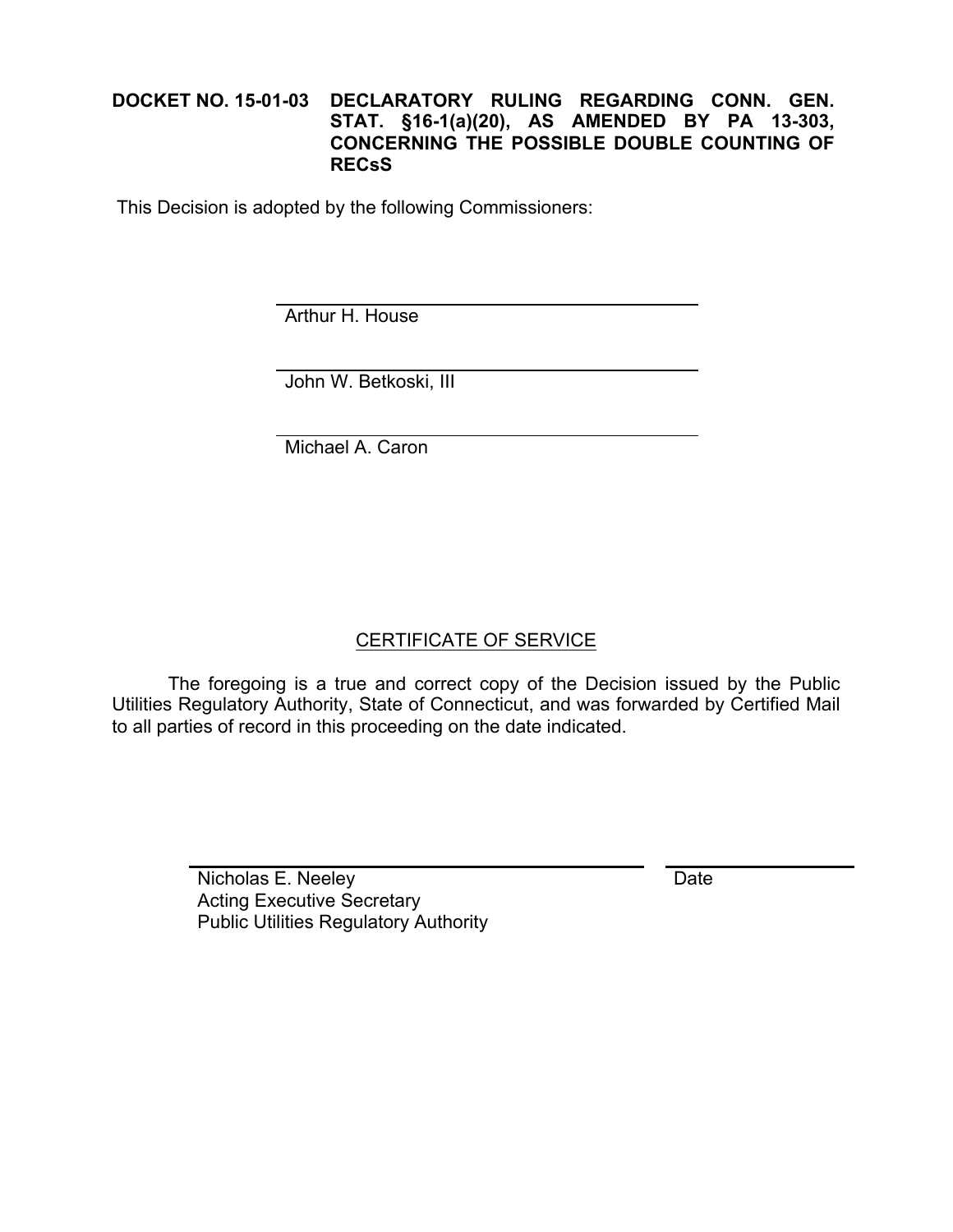**DOCKET NO. 15-01-03 DECLARATORY RULING REGARDING CONN. GEN. STAT. §16-1(a)(20), AS AMENDED BY PA 13-303, CONCERNING THE POSSIBLE DOUBLE COUNTING OF RECsS**

This Decision is adopted by the following Commissioners:

Arthur H. House

John W. Betkoski, III

Michael A. Caron

## CERTIFICATE OF SERVICE

The foregoing is a true and correct copy of the Decision issued by the Public Utilities Regulatory Authority, State of Connecticut, and was forwarded by Certified Mail to all parties of record in this proceeding on the date indicated.

Nicholas E. Neeley
Acting Executive Secretary
Public Utilities Regulatory Authority

Date